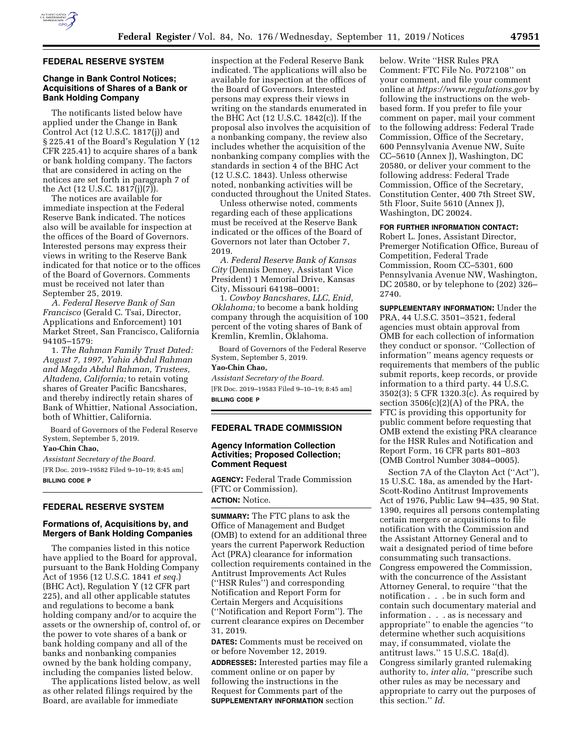## FEDERAL RESERVE SYSTEM

### Change in Bank Control Notices; Acquisitions of Shares of a Bank or Bank Holding Company

The notificants listed below have applied under the Change in Bank Control Act (12 U.S.C. 1817(j)) and § 225.41 of the Board's Regulation Y (12 CFR 225.41) to acquire shares of a bank or bank holding company. The factors that are considered in acting on the notices are set forth in paragraph 7 of the Act (12 U.S.C. 1817(j)(7)).

The notices are available for immediate inspection at the Federal Reserve Bank indicated. The notices also will be available for inspection at the offices of the Board of Governors. Interested persons may express their views in writing to the Reserve Bank indicated for that notice or to the offices of the Board of Governors. Comments must be received not later than September 25, 2019.

*A. Federal Reserve Bank of San Francisco* (Gerald C. Tsai, Director, Applications and Enforcement) 101 Market Street, San Francisco, California 94105–1579:

1. *The Rahman Family Trust Dated: August 7, 1997, Yahia Abdul Rahman and Magda Abdul Rahman, Trustees, Altadena, California;* to retain voting shares of Greater Pacific Bancshares, and thereby indirectly retain shares of Bank of Whittier, National Association, both of Whittier, California.

Board of Governors of the Federal Reserve System, September 5, 2019.

**Yao-Chin Chao,**

*Assistant Secretary of the Board.*

[FR Doc. 2019–19582 Filed 9–10–19; 8:45 am]

**BILLING CODE P**

## FEDERAL RESERVE SYSTEM

### Formations of, Acquisitions by, and Mergers of Bank Holding Companies

The companies listed in this notice have applied to the Board for approval, pursuant to the Bank Holding Company Act of 1956 (12 U.S.C. 1841 *et seq.*) (BHC Act), Regulation Y (12 CFR part 225), and all other applicable statutes and regulations to become a bank holding company and/or to acquire the assets or the ownership of, control of, or the power to vote shares of a bank or bank holding company and all of the banks and nonbanking companies owned by the bank holding company, including the companies listed below.

The applications listed below, as well as other related filings required by the Board, are available for immediate inspection at the Federal Reserve Bank indicated. The applications will also be available for inspection at the offices of the Board of Governors. Interested persons may express their views in writing on the standards enumerated in the BHC Act (12 U.S.C. 1842(c)). If the proposal also involves the acquisition of a nonbanking company, the review also includes whether the acquisition of the nonbanking company complies with the standards in section 4 of the BHC Act (12 U.S.C. 1843). Unless otherwise noted, nonbanking activities will be conducted throughout the United States.

Unless otherwise noted, comments regarding each of these applications must be received at the Reserve Bank indicated or the offices of the Board of Governors not later than October 7, 2019.

*A. Federal Reserve Bank of Kansas City* (Dennis Denney, Assistant Vice President) 1 Memorial Drive, Kansas City, Missouri 64198–0001:

1. *Cowboy Bancshares, LLC, Enid, Oklahoma;* to become a bank holding company through the acquisition of 100 percent of the voting shares of Bank of Kremlin, Kremlin, Oklahoma.

Board of Governors of the Federal Reserve System, September 5, 2019.

**Yao-Chin Chao,**

*Assistant Secretary of the Board.*

[FR Doc. 2019–19583 Filed 9–10–19; 8:45 am]

**BILLING CODE P**

## FEDERAL TRADE COMMISSION

### Agency Information Collection Activities; Proposed Collection; Comment Request

**AGENCY:** Federal Trade Commission (FTC or Commission).

**ACTION:** Notice.

**SUMMARY:** The FTC plans to ask the Office of Management and Budget (OMB) to extend for an additional three years the current Paperwork Reduction Act (PRA) clearance for information collection requirements contained in the Antitrust Improvements Act Rules (''HSR Rules'') and corresponding Notification and Report Form for Certain Mergers and Acquisitions (''Notification and Report Form''). The current clearance expires on December 31, 2019.

**DATES:** Comments must be received on or before November 12, 2019.

**ADDRESSES:** Interested parties may file a comment online or on paper by following the instructions in the Request for Comments part of the **SUPPLEMENTARY INFORMATION** section below. Write ''HSR Rules PRA Comment: FTC File No. P072108'' on your comment, and file your comment online at *https://www.regulations.gov* by following the instructions on the web-based form. If you prefer to file your comment on paper, mail your comment to the following address: Federal Trade Commission, Office of the Secretary, 600 Pennsylvania Avenue NW, Suite CC–5610 (Annex J), Washington, DC 20580, or deliver your comment to the following address: Federal Trade Commission, Office of the Secretary, Constitution Center, 400 7th Street SW, 5th Floor, Suite 5610 (Annex J), Washington, DC 20024.

**FOR FURTHER INFORMATION CONTACT:** Robert L. Jones, Assistant Director, Premerger Notification Office, Bureau of Competition, Federal Trade Commission, Room CC–5301, 600 Pennsylvania Avenue NW, Washington, DC 20580, or by telephone to (202) 326–2740.

**SUPPLEMENTARY INFORMATION:** Under the PRA, 44 U.S.C. 3501–3521, federal agencies must obtain approval from OMB for each collection of information they conduct or sponsor. ''Collection of information'' means agency requests or requirements that members of the public submit reports, keep records, or provide information to a third party. 44 U.S.C. 3502(3); 5 CFR 1320.3(c). As required by section 3506(c)(2)(A) of the PRA, the FTC is providing this opportunity for public comment before requesting that OMB extend the existing PRA clearance for the HSR Rules and Notification and Report Form, 16 CFR parts 801–803 (OMB Control Number 3084–0005).

Section 7A of the Clayton Act (''Act''), 15 U.S.C. 18a, as amended by the Hart-Scott-Rodino Antitrust Improvements Act of 1976, Public Law 94–435, 90 Stat. 1390, requires all persons contemplating certain mergers or acquisitions to file notification with the Commission and the Assistant Attorney General and to wait a designated period of time before consummating such transactions. Congress empowered the Commission, with the concurrence of the Assistant Attorney General, to require ''that the notification . . . be in such form and contain such documentary material and information . . . as is necessary and appropriate'' to enable the agencies ''to determine whether such acquisitions may, if consummated, violate the antitrust laws.'' 15 U.S.C. 18a(d). Congress similarly granted rulemaking authority to, *inter alia,* ''prescribe such other rules as may be necessary and appropriate to carry out the purposes of this section.'' *Id.*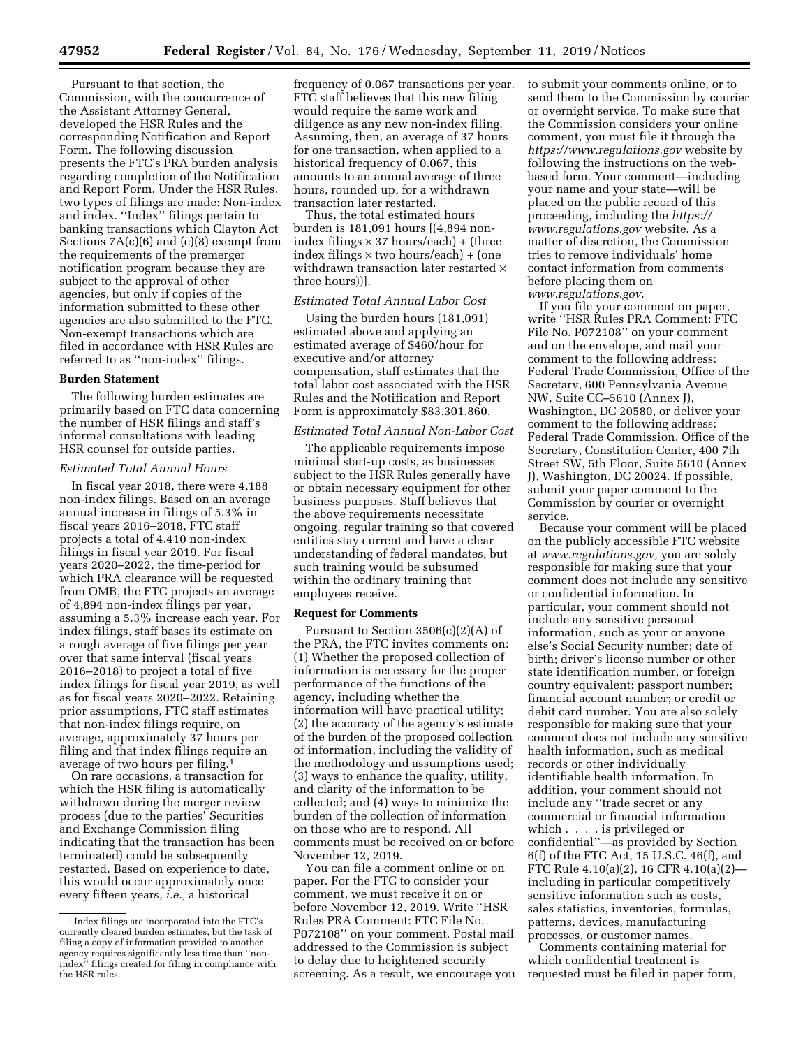Pursuant to that section, the Commission, with the concurrence of the Assistant Attorney General, developed the HSR Rules and the corresponding Notification and Report Form. The following discussion presents the FTC's PRA burden analysis regarding completion of the Notification and Report Form. Under the HSR Rules, two types of filings are made: Non-index and index. ''Index'' filings pertain to banking transactions which Clayton Act Sections 7A(c)(6) and (c)(8) exempt from the requirements of the premerger notification program because they are subject to the approval of other agencies, but only if copies of the information submitted to these other agencies are also submitted to the FTC. Non-exempt transactions which are filed in accordance with HSR Rules are referred to as ''non-index'' filings.

## Burden Statement

The following burden estimates are primarily based on FTC data concerning the number of HSR filings and staff's informal consultations with leading HSR counsel for outside parties.

### *Estimated Total Annual Hours*

In fiscal year 2018, there were 4,188 non-index filings. Based on an average annual increase in filings of 5.3% in fiscal years 2016–2018, FTC staff projects a total of 4,410 non-index filings in fiscal year 2019. For fiscal years 2020–2022, the time-period for which PRA clearance will be requested from OMB, the FTC projects an average of 4,894 non-index filings per year, assuming a 5.3% increase each year. For index filings, staff bases its estimate on a rough average of five filings per year over that same interval (fiscal years 2016–2018) to project a total of five index filings for fiscal year 2019, as well as for fiscal years 2020–2022. Retaining prior assumptions, FTC staff estimates that non-index filings require, on average, approximately 37 hours per filing and that index filings require an average of two hours per filing.[1]

On rare occasions, a transaction for which the HSR filing is automatically withdrawn during the merger review process (due to the parties' Securities and Exchange Commission filing indicating that the transaction has been terminated) could be subsequently restarted. Based on experience to date, this would occur approximately once every fifteen years, *i.e.,* a historical frequency of 0.067 transactions per year. FTC staff believes that this new filing would require the same work and diligence as any new non-index filing. Assuming, then, an average of 37 hours for one transaction, when applied to a historical frequency of 0.067, this amounts to an annual average of three hours, rounded up, for a withdrawn transaction later restarted.

Thus, the total estimated hours burden is 181,091 hours [(4,894 non-index filings × 37 hours/each) + (three index filings × two hours/each) + (one withdrawn transaction later restarted × three hours))].

### *Estimated Total Annual Labor Cost*

Using the burden hours (181,091) estimated above and applying an estimated average of $460/hour for executive and/or attorney compensation, staff estimates that the total labor cost associated with the HSR Rules and the Notification and Report Form is approximately $83,301,860.

### *Estimated Total Annual Non-Labor Cost*

The applicable requirements impose minimal start-up costs, as businesses subject to the HSR Rules generally have or obtain necessary equipment for other business purposes. Staff believes that the above requirements necessitate ongoing, regular training so that covered entities stay current and have a clear understanding of federal mandates, but such training would be subsumed within the ordinary training that employees receive.

## Request for Comments

Pursuant to Section 3506(c)(2)(A) of the PRA, the FTC invites comments on: (1) Whether the proposed collection of information is necessary for the proper performance of the functions of the agency, including whether the information will have practical utility; (2) the accuracy of the agency's estimate of the burden of the proposed collection of information, including the validity of the methodology and assumptions used; (3) ways to enhance the quality, utility, and clarity of the information to be collected; and (4) ways to minimize the burden of the collection of information on those who are to respond. All comments must be received on or before November 12, 2019.

You can file a comment online or on paper. For the FTC to consider your comment, we must receive it on or before November 12, 2019. Write ''HSR Rules PRA Comment: FTC File No. P072108'' on your comment. Postal mail addressed to the Commission is subject to delay due to heightened security screening. As a result, we encourage you to submit your comments online, or to send them to the Commission by courier or overnight service. To make sure that the Commission considers your online comment, you must file it through the *https://www.regulations.gov* website by following the instructions on the web-based form. Your comment—including your name and your state—will be placed on the public record of this proceeding, including the *https://www.regulations.gov* website. As a matter of discretion, the Commission tries to remove individuals' home contact information from comments before placing them on *www.regulations.gov.*

If you file your comment on paper, write ''HSR Rules PRA Comment: FTC File No. P072108'' on your comment and on the envelope, and mail your comment to the following address: Federal Trade Commission, Office of the Secretary, 600 Pennsylvania Avenue NW, Suite CC–5610 (Annex J), Washington, DC 20580, or deliver your comment to the following address: Federal Trade Commission, Office of the Secretary, Constitution Center, 400 7th Street SW, 5th Floor, Suite 5610 (Annex J), Washington, DC 20024. If possible, submit your paper comment to the Commission by courier or overnight service.

Because your comment will be placed on the publicly accessible FTC website at *www.regulations.gov,* you are solely responsible for making sure that your comment does not include any sensitive or confidential information. In particular, your comment should not include any sensitive personal information, such as your or anyone else's Social Security number; date of birth; driver's license number or other state identification number, or foreign country equivalent; passport number; financial account number; or credit or debit card number. You are also solely responsible for making sure that your comment does not include any sensitive health information, such as medical records or other individually identifiable health information. In addition, your comment should not include any ''trade secret or any commercial or financial information which . . . . is privileged or confidential''—as provided by Section 6(f) of the FTC Act, 15 U.S.C. 46(f), and FTC Rule 4.10(a)(2), 16 CFR 4.10(a)(2)—including in particular competitively sensitive information such as costs, sales statistics, inventories, formulas, patterns, devices, manufacturing processes, or customer names.

Comments containing material for which confidential treatment is requested must be filed in paper form,

---

[1] Index filings are incorporated into the FTC's currently cleared burden estimates, but the task of filing a copy of information provided to another agency requires significantly less time than ''non-index'' filings created for filing in compliance with the HSR rules.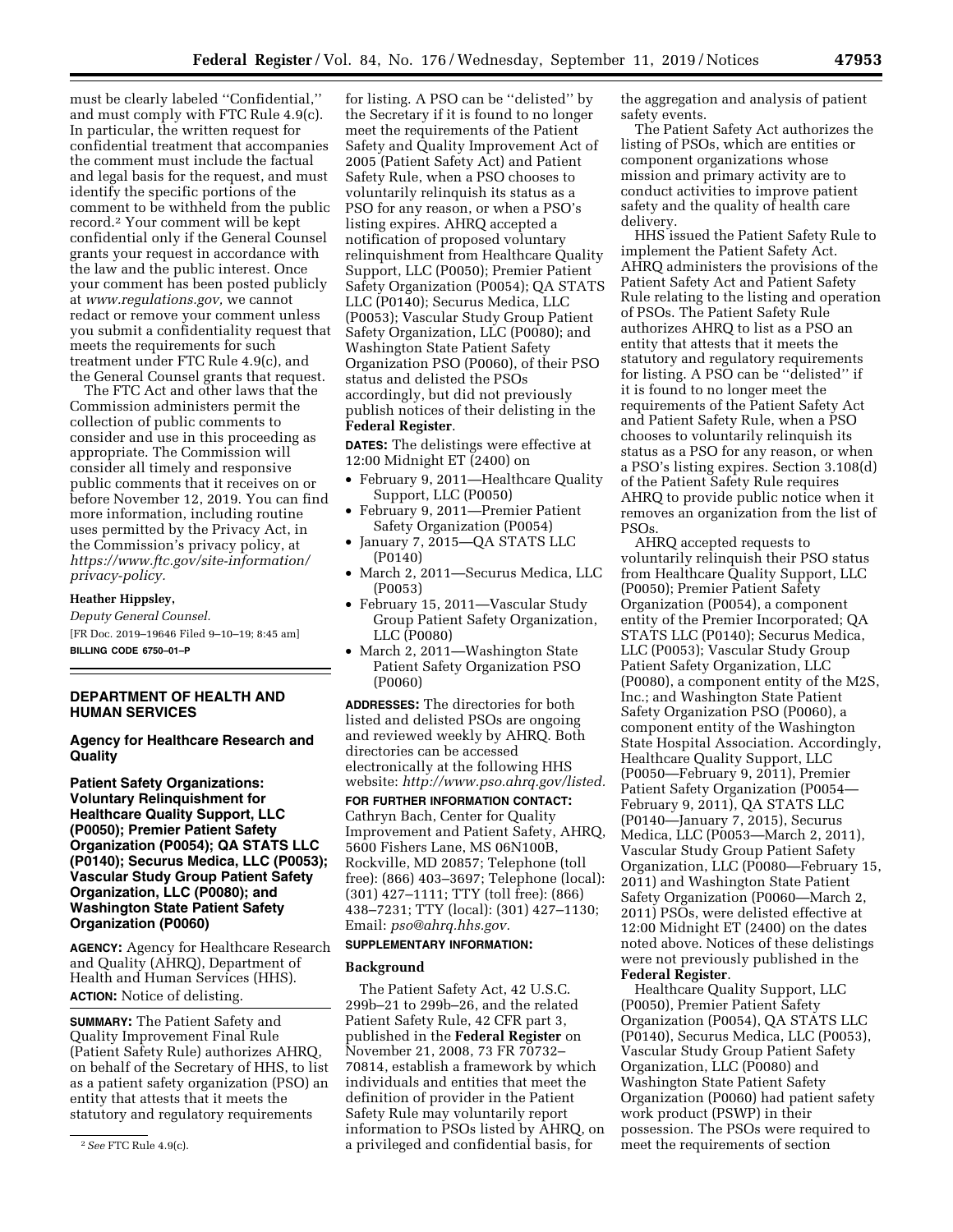must be clearly labeled "Confidential," and must comply with FTC Rule 4.9(c). In particular, the written request for confidential treatment that accompanies the comment must include the factual and legal basis for the request, and must identify the specific portions of the comment to be withheld from the public record.[2] Your comment will be kept confidential only if the General Counsel grants your request in accordance with the law and the public interest. Once your comment has been posted publicly at *www.regulations.gov,* we cannot redact or remove your comment unless you submit a confidentiality request that meets the requirements for such treatment under FTC Rule 4.9(c), and the General Counsel grants that request.

The FTC Act and other laws that the Commission administers permit the collection of public comments to consider and use in this proceeding as appropriate. The Commission will consider all timely and responsive public comments that it receives on or before November 12, 2019. You can find more information, including routine uses permitted by the Privacy Act, in the Commission's privacy policy, at *https://www.ftc.gov/site-information/privacy-policy.*

**Heather Hippsley,**

*Deputy General Counsel.*

[FR Doc. 2019–19646 Filed 9–10–19; 8:45 am]

**BILLING CODE 6750–01–P**

[2] *See* FTC Rule 4.9(c).

## DEPARTMENT OF HEALTH AND HUMAN SERVICES

### Agency for Healthcare Research and Quality

### Patient Safety Organizations: Voluntary Relinquishment for Healthcare Quality Support, LLC (P0050); Premier Patient Safety Organization (P0054); QA STATS LLC (P0140); Securus Medica, LLC (P0053); Vascular Study Group Patient Safety Organization, LLC (P0080); and Washington State Patient Safety Organization (P0060)

**AGENCY:** Agency for Healthcare Research and Quality (AHRQ), Department of Health and Human Services (HHS).

**ACTION:** Notice of delisting.

**SUMMARY:** The Patient Safety and Quality Improvement Final Rule (Patient Safety Rule) authorizes AHRQ, on behalf of the Secretary of HHS, to list as a patient safety organization (PSO) an entity that attests that it meets the statutory and regulatory requirements for listing. A PSO can be "delisted" by the Secretary if it is found to no longer meet the requirements of the Patient Safety and Quality Improvement Act of 2005 (Patient Safety Act) and Patient Safety Rule, when a PSO chooses to voluntarily relinquish its status as a PSO for any reason, or when a PSO's listing expires. AHRQ accepted a notification of proposed voluntary relinquishment from Healthcare Quality Support, LLC (P0050); Premier Patient Safety Organization (P0054); QA STATS LLC (P0140); Securus Medica, LLC (P0053); Vascular Study Group Patient Safety Organization, LLC (P0080); and Washington State Patient Safety Organization PSO (P0060), of their PSO status and delisted the PSOs accordingly, but did not previously publish notices of their delisting in the **Federal Register**.

**DATES:** The delistings were effective at 12:00 Midnight ET (2400) on

- February 9, 2011—Healthcare Quality Support, LLC (P0050)
- February 9, 2011—Premier Patient Safety Organization (P0054)
- January 7, 2015—QA STATS LLC (P0140)
- March 2, 2011—Securus Medica, LLC (P0053)
- February 15, 2011—Vascular Study Group Patient Safety Organization, LLC (P0080)
- March 2, 2011—Washington State Patient Safety Organization PSO (P0060)

**ADDRESSES:** The directories for both listed and delisted PSOs are ongoing and reviewed weekly by AHRQ. Both directories can be accessed electronically at the following HHS website: *http://www.pso.ahrq.gov/listed.*

**FOR FURTHER INFORMATION CONTACT:** Cathryn Bach, Center for Quality Improvement and Patient Safety, AHRQ, 5600 Fishers Lane, MS 06N100B, Rockville, MD 20857; Telephone (toll free): (866) 403–3697; Telephone (local): (301) 427–1111; TTY (toll free): (866) 438–7231; TTY (local): (301) 427–1130; Email: *pso@ahrq.hhs.gov.*

**SUPPLEMENTARY INFORMATION:**

**Background**

The Patient Safety Act, 42 U.S.C. 299b–21 to 299b–26, and the related Patient Safety Rule, 42 CFR part 3, published in the **Federal Register** on November 21, 2008, 73 FR 70732–70814, establish a framework by which individuals and entities that meet the definition of provider in the Patient Safety Rule may voluntarily report information to PSOs listed by AHRQ, on a privileged and confidential basis, for the aggregation and analysis of patient safety events.

The Patient Safety Act authorizes the listing of PSOs, which are entities or component organizations whose mission and primary activity are to conduct activities to improve patient safety and the quality of health care delivery.

HHS issued the Patient Safety Rule to implement the Patient Safety Act. AHRQ administers the provisions of the Patient Safety Act and Patient Safety Rule relating to the listing and operation of PSOs. The Patient Safety Rule authorizes AHRQ to list as a PSO an entity that attests that it meets the statutory and regulatory requirements for listing. A PSO can be "delisted" if it is found to no longer meet the requirements of the Patient Safety Act and Patient Safety Rule, when a PSO chooses to voluntarily relinquish its status as a PSO for any reason, or when a PSO's listing expires. Section 3.108(d) of the Patient Safety Rule requires AHRQ to provide public notice when it removes an organization from the list of PSOs.

AHRQ accepted requests to voluntarily relinquish their PSO status from Healthcare Quality Support, LLC (P0050); Premier Patient Safety Organization (P0054), a component entity of the Premier Incorporated; QA STATS LLC (P0140); Securus Medica, LLC (P0053); Vascular Study Group Patient Safety Organization, LLC (P0080), a component entity of the M2S, Inc.; and Washington State Patient Safety Organization PSO (P0060), a component entity of the Washington State Hospital Association. Accordingly, Healthcare Quality Support, LLC (P0050—February 9, 2011), Premier Patient Safety Organization (P0054—February 9, 2011), QA STATS LLC (P0140—January 7, 2015), Securus Medica, LLC (P0053—March 2, 2011), Vascular Study Group Patient Safety Organization, LLC (P0080—February 15, 2011) and Washington State Patient Safety Organization (P0060—March 2, 2011) PSOs, were delisted effective at 12:00 Midnight ET (2400) on the dates noted above. Notices of these delistings were not previously published in the **Federal Register**.

Healthcare Quality Support, LLC (P0050), Premier Patient Safety Organization (P0054), QA STATS LLC (P0140), Securus Medica, LLC (P0053), Vascular Study Group Patient Safety Organization, LLC (P0080) and Washington State Patient Safety Organization (P0060) had patient safety work product (PSWP) in their possession. The PSOs were required to meet the requirements of section